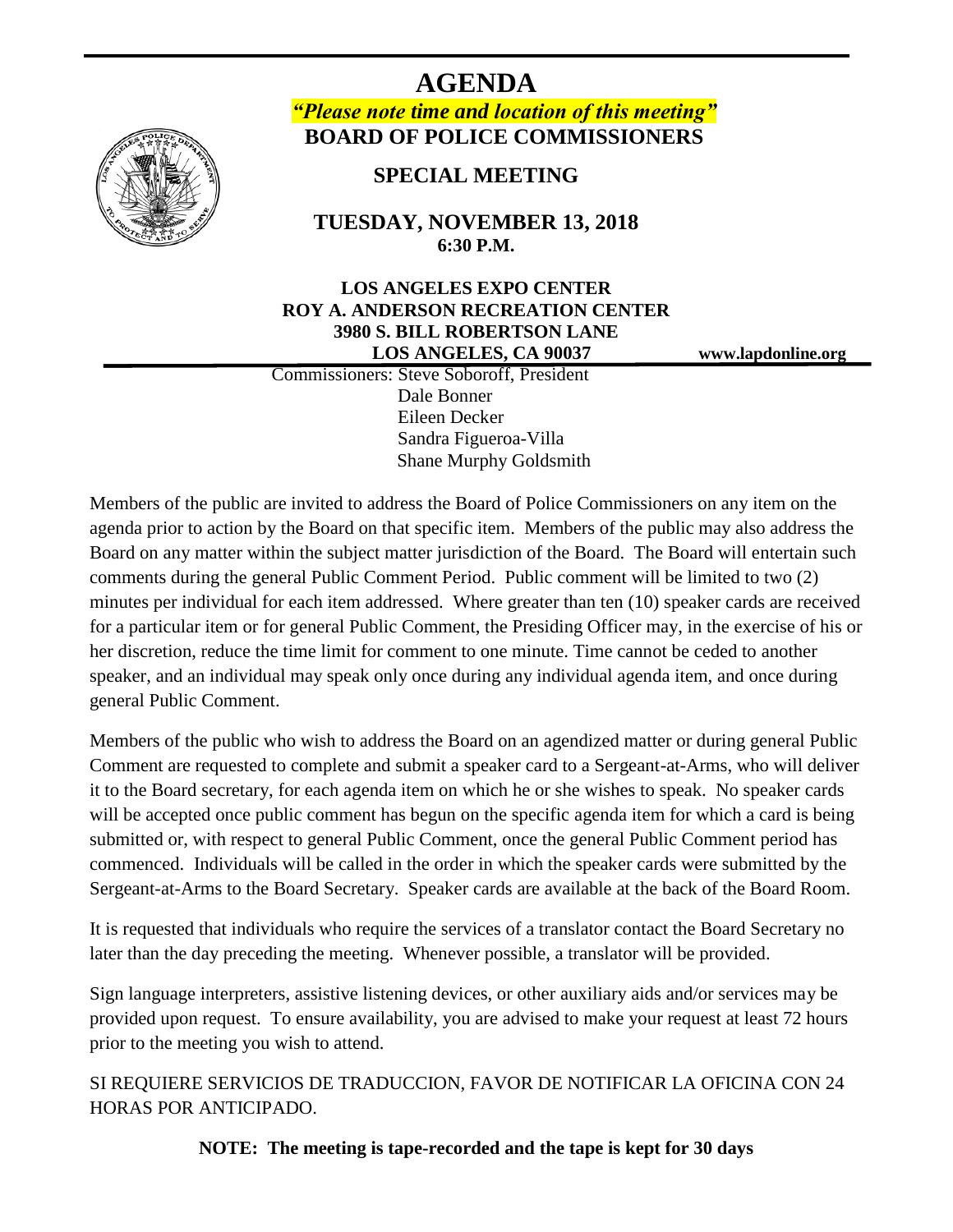# AGENDA

***"Please note time and location of this meeting"***

**BOARD OF POLICE COMMISSIONERS**

## SPECIAL MEETING

**TUESDAY, NOVEMBER 13, 2018**
**6:30 P.M.**

**LOS ANGELES EXPO CENTER**
**ROY A. ANDERSON RECREATION CENTER**
**3980 S. BILL ROBERTSON LANE**
**LOS ANGELES, CA 90037**

**www.lapdonline.org**

Commissioners: Steve Soboroff, President
Dale Bonner
Eileen Decker
Sandra Figueroa-Villa
Shane Murphy Goldsmith

Members of the public are invited to address the Board of Police Commissioners on any item on the agenda prior to action by the Board on that specific item. Members of the public may also address the Board on any matter within the subject matter jurisdiction of the Board. The Board will entertain such comments during the general Public Comment Period. Public comment will be limited to two (2) minutes per individual for each item addressed. Where greater than ten (10) speaker cards are received for a particular item or for general Public Comment, the Presiding Officer may, in the exercise of his or her discretion, reduce the time limit for comment to one minute. Time cannot be ceded to another speaker, and an individual may speak only once during any individual agenda item, and once during general Public Comment.

Members of the public who wish to address the Board on an agendized matter or during general Public Comment are requested to complete and submit a speaker card to a Sergeant-at-Arms, who will deliver it to the Board secretary, for each agenda item on which he or she wishes to speak. No speaker cards will be accepted once public comment has begun on the specific agenda item for which a card is being submitted or, with respect to general Public Comment, once the general Public Comment period has commenced. Individuals will be called in the order in which the speaker cards were submitted by the Sergeant-at-Arms to the Board Secretary. Speaker cards are available at the back of the Board Room.

It is requested that individuals who require the services of a translator contact the Board Secretary no later than the day preceding the meeting. Whenever possible, a translator will be provided.

Sign language interpreters, assistive listening devices, or other auxiliary aids and/or services may be provided upon request. To ensure availability, you are advised to make your request at least 72 hours prior to the meeting you wish to attend.

SI REQUIERE SERVICIOS DE TRADUCCION, FAVOR DE NOTIFICAR LA OFICINA CON 24 HORAS POR ANTICIPADO.

**NOTE: The meeting is tape-recorded and the tape is kept for 30 days**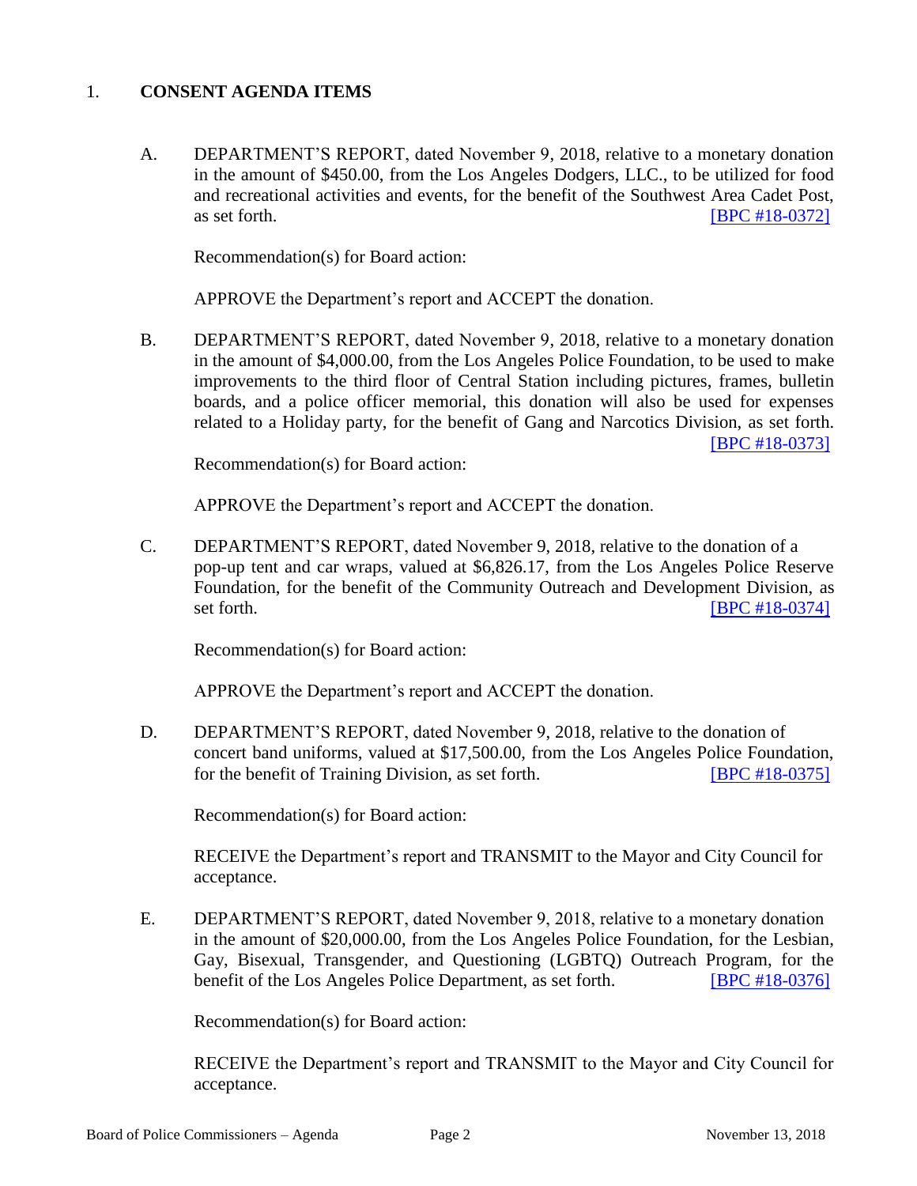1. **CONSENT AGENDA ITEMS**

   A. DEPARTMENT'S REPORT, dated November 9, 2018, relative to a monetary donation in the amount of $450.00, from the Los Angeles Dodgers, LLC., to be utilized for food and recreational activities and events, for the benefit of the Southwest Area Cadet Post, as set forth. [BPC #18-0372]

      Recommendation(s) for Board action:

      APPROVE the Department's report and ACCEPT the donation.

   B. DEPARTMENT'S REPORT, dated November 9, 2018, relative to a monetary donation in the amount of $4,000.00, from the Los Angeles Police Foundation, to be used to make improvements to the third floor of Central Station including pictures, frames, bulletin boards, and a police officer memorial, this donation will also be used for expenses related to a Holiday party, for the benefit of Gang and Narcotics Division, as set forth. [BPC #18-0373]

      Recommendation(s) for Board action:

      APPROVE the Department's report and ACCEPT the donation.

   C. DEPARTMENT'S REPORT, dated November 9, 2018, relative to the donation of a pop-up tent and car wraps, valued at $6,826.17, from the Los Angeles Police Reserve Foundation, for the benefit of the Community Outreach and Development Division, as set forth. [BPC #18-0374]

      Recommendation(s) for Board action:

      APPROVE the Department's report and ACCEPT the donation.

   D. DEPARTMENT'S REPORT, dated November 9, 2018, relative to the donation of concert band uniforms, valued at $17,500.00, from the Los Angeles Police Foundation, for the benefit of Training Division, as set forth. [BPC #18-0375]

      Recommendation(s) for Board action:

      RECEIVE the Department's report and TRANSMIT to the Mayor and City Council for acceptance.

   E. DEPARTMENT'S REPORT, dated November 9, 2018, relative to a monetary donation in the amount of $20,000.00, from the Los Angeles Police Foundation, for the Lesbian, Gay, Bisexual, Transgender, and Questioning (LGBTQ) Outreach Program, for the benefit of the Los Angeles Police Department, as set forth. [BPC #18-0376]

      Recommendation(s) for Board action:

      RECEIVE the Department's report and TRANSMIT to the Mayor and City Council for acceptance.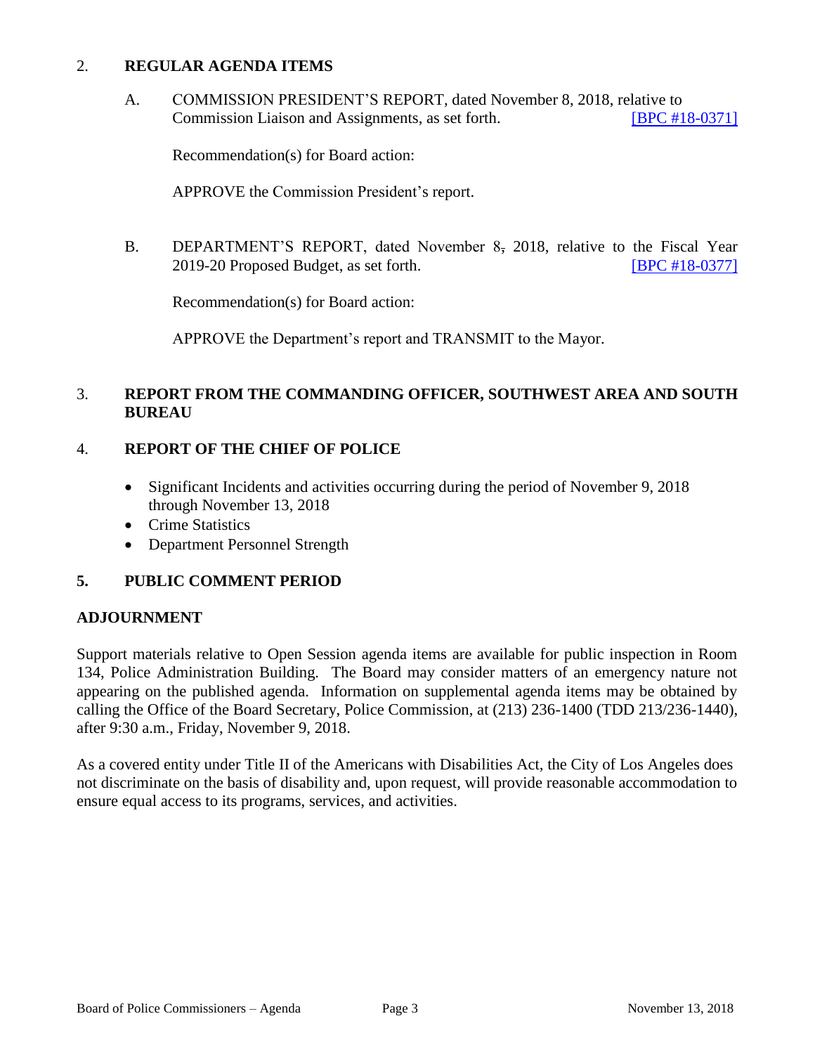2. **REGULAR AGENDA ITEMS**

   A. COMMISSION PRESIDENT'S REPORT, dated November 8, 2018, relative to Commission Liaison and Assignments, as set forth. [BPC #18-0371]

      Recommendation(s) for Board action:

      APPROVE the Commission President's report.

   B. DEPARTMENT'S REPORT, dated November 8, 2018, relative to the Fiscal Year 2019-20 Proposed Budget, as set forth. [BPC #18-0377]

      Recommendation(s) for Board action:

      APPROVE the Department's report and TRANSMIT to the Mayor.

3. **REPORT FROM THE COMMANDING OFFICER, SOUTHWEST AREA AND SOUTH BUREAU**

4. **REPORT OF THE CHIEF OF POLICE**

   - Significant Incidents and activities occurring during the period of November 9, 2018 through November 13, 2018
   - Crime Statistics
   - Department Personnel Strength

5. **PUBLIC COMMENT PERIOD**

**ADJOURNMENT**

Support materials relative to Open Session agenda items are available for public inspection in Room 134, Police Administration Building. The Board may consider matters of an emergency nature not appearing on the published agenda. Information on supplemental agenda items may be obtained by calling the Office of the Board Secretary, Police Commission, at (213) 236-1400 (TDD 213/236-1440), after 9:30 a.m., Friday, November 9, 2018.

As a covered entity under Title II of the Americans with Disabilities Act, the City of Los Angeles does not discriminate on the basis of disability and, upon request, will provide reasonable accommodation to ensure equal access to its programs, services, and activities.